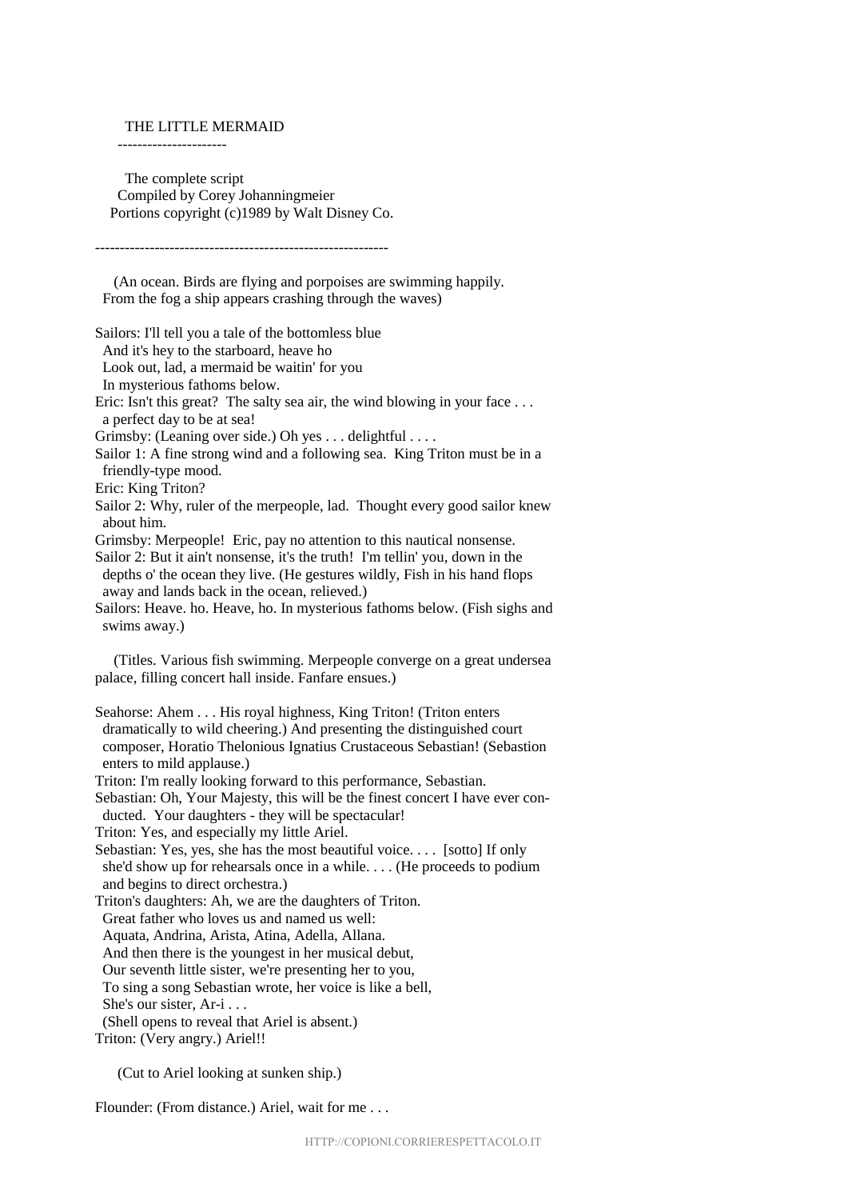THE LITTLE MERMAID

----------------------

The complete script
Compiled by Corey Johanningmeier
Portions copyright (c)1989 by Walt Disney Co.

-----------------------------------------------------------

(An ocean. Birds are flying and porpoises are swimming happily. From the fog a ship appears crashing through the waves)

Sailors: I'll tell you a tale of the bottomless blue
And it's hey to the starboard, heave ho
Look out, lad, a mermaid be waitin' for you
In mysterious fathoms below.

Eric: Isn't this great? The salty sea air, the wind blowing in your face . . . a perfect day to be at sea!

Grimsby: (Leaning over side.) Oh yes . . . delightful . . . .

Sailor 1: A fine strong wind and a following sea. King Triton must be in a friendly-type mood.

Eric: King Triton?

Sailor 2: Why, ruler of the merpeople, lad. Thought every good sailor knew about him.

Grimsby: Merpeople! Eric, pay no attention to this nautical nonsense.

Sailor 2: But it ain't nonsense, it's the truth! I'm tellin' you, down in the depths o' the ocean they live. (He gestures wildly, Fish in his hand flops away and lands back in the ocean, relieved.)

Sailors: Heave. ho. Heave, ho. In mysterious fathoms below. (Fish sighs and swims away.)

(Titles. Various fish swimming. Merpeople converge on a great undersea palace, filling concert hall inside. Fanfare ensues.)

Seahorse: Ahem . . . His royal highness, King Triton! (Triton enters dramatically to wild cheering.) And presenting the distinguished court composer, Horatio Thelonious Ignatius Crustaceous Sebastian! (Sebastion enters to mild applause.)

Triton: I'm really looking forward to this performance, Sebastian.

Sebastian: Oh, Your Majesty, this will be the finest concert I have ever conducted. Your daughters - they will be spectacular!

Triton: Yes, and especially my little Ariel.

Sebastian: Yes, yes, she has the most beautiful voice. . . . [sotto] If only she'd show up for rehearsals once in a while. . . . (He proceeds to podium and begins to direct orchestra.)

Triton's daughters: Ah, we are the daughters of Triton.
Great father who loves us and named us well:
Aquata, Andrina, Arista, Atina, Adella, Allana.
And then there is the youngest in her musical debut,
Our seventh little sister, we're presenting her to you,
To sing a song Sebastian wrote, her voice is like a bell,
She's our sister, Ar-i . . .
(Shell opens to reveal that Ariel is absent.)

Triton: (Very angry.) Ariel!!

(Cut to Ariel looking at sunken ship.)

Flounder: (From distance.) Ariel, wait for me . . .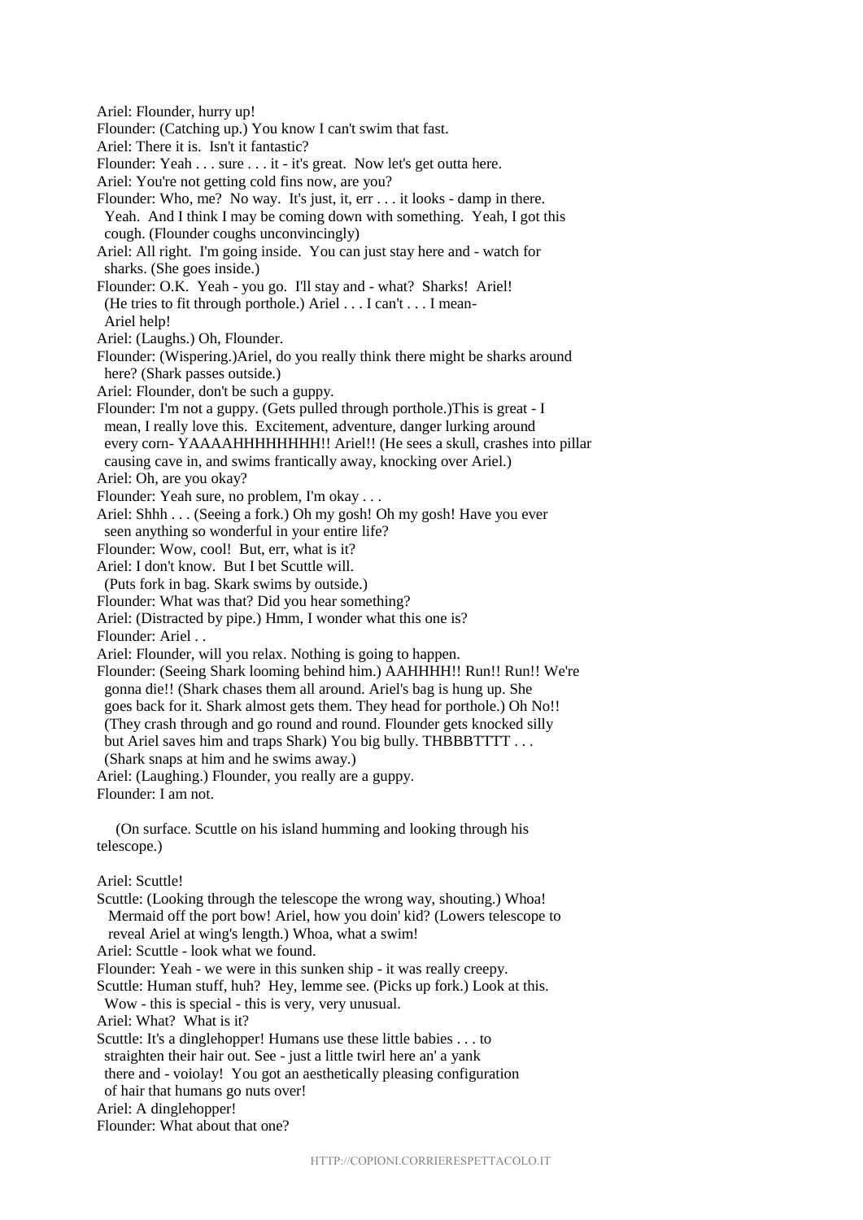Ariel: Flounder, hurry up!
Flounder: (Catching up.) You know I can't swim that fast.
Ariel: There it is.  Isn't it fantastic?
Flounder: Yeah . . . sure . . . it - it's great.  Now let's get outta here.
Ariel: You're not getting cold fins now, are you?
Flounder: Who, me?  No way.  It's just, it, err . . . it looks - damp in there.
  Yeah.  And I think I may be coming down with something.  Yeah, I got this
  cough. (Flounder coughs unconvincingly)
Ariel: All right.  I'm going inside.  You can just stay here and - watch for
  sharks. (She goes inside.)
Flounder: O.K.  Yeah - you go.  I'll stay and - what?  Sharks!  Ariel!
  (He tries to fit through porthole.) Ariel . . . I can't . . . I mean-
  Ariel help!
Ariel: (Laughs.) Oh, Flounder.
Flounder: (Wispering.)Ariel, do you really think there might be sharks around
  here? (Shark passes outside.)
Ariel: Flounder, don't be such a guppy.
Flounder: I'm not a guppy. (Gets pulled through porthole.)This is great - I
  mean, I really love this.  Excitement, adventure, danger lurking around
  every corn- YAAAAHHHHHHHH!! Ariel!! (He sees a skull, crashes into pillar
  causing cave in, and swims frantically away, knocking over Ariel.)
Ariel: Oh, are you okay?
Flounder: Yeah sure, no problem, I'm okay . . .
Ariel: Shhh . . . (Seeing a fork.) Oh my gosh! Oh my gosh! Have you ever
  seen anything so wonderful in your entire life?
Flounder: Wow, cool!  But, err, what is it?
Ariel: I don't know.  But I bet Scuttle will.
  (Puts fork in bag. Skark swims by outside.)
Flounder: What was that? Did you hear something?
Ariel: (Distracted by pipe.) Hmm, I wonder what this one is?
Flounder: Ariel . .
Ariel: Flounder, will you relax. Nothing is going to happen.
Flounder: (Seeing Shark looming behind him.) AAHHHH!! Run!! Run!! We're
  gonna die!! (Shark chases them all around. Ariel's bag is hung up. She
  goes back for it. Shark almost gets them. They head for porthole.) Oh No!!
  (They crash through and go round and round. Flounder gets knocked silly
  but Ariel saves him and traps Shark) You big bully. THBBBTTTT . . .
  (Shark snaps at him and he swims away.)
Ariel: (Laughing.) Flounder, you really are a guppy.
Flounder: I am not.

(On surface. Scuttle on his island humming and looking through his telescope.)

Ariel: Scuttle!
Scuttle: (Looking through the telescope the wrong way, shouting.) Whoa!
  Mermaid off the port bow! Ariel, how you doin' kid? (Lowers telescope to
  reveal Ariel at wing's length.) Whoa, what a swim!
Ariel: Scuttle - look what we found.
Flounder: Yeah - we were in this sunken ship - it was really creepy.
Scuttle: Human stuff, huh?  Hey, lemme see. (Picks up fork.) Look at this.
  Wow - this is special - this is very, very unusual.
Ariel: What?  What is it?
Scuttle: It's a dinglehopper! Humans use these little babies . . . to
  straighten their hair out. See - just a little twirl here an' a yank
  there and - voiolay!  You got an aesthetically pleasing configuration
  of hair that humans go nuts over!
Ariel: A dinglehopper!
Flounder: What about that one?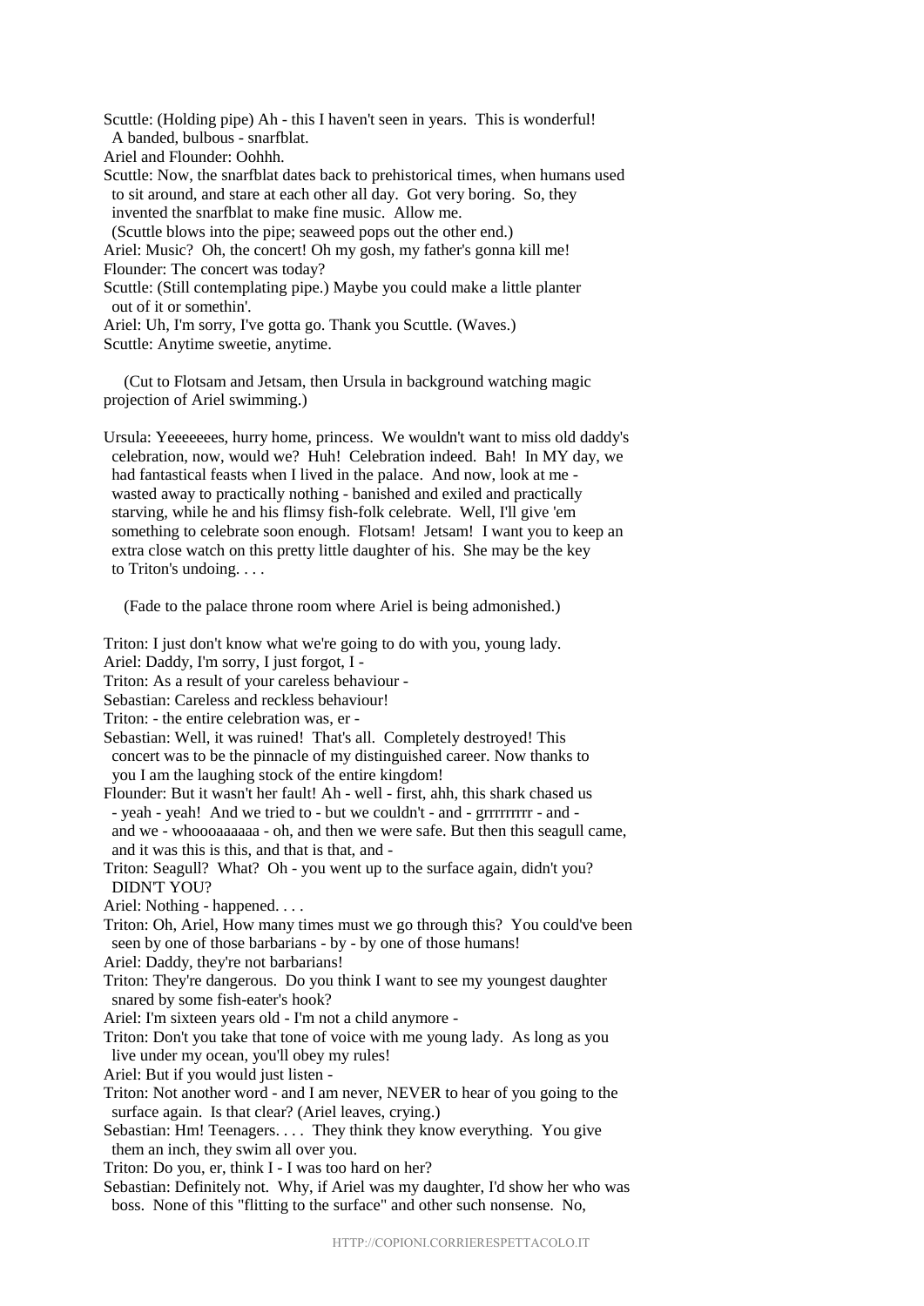Scuttle: (Holding pipe) Ah - this I haven't seen in years. This is wonderful!
A banded, bulbous - snarfblat.

Ariel and Flounder: Oohhh.

Scuttle: Now, the snarfblat dates back to prehistorical times, when humans used to sit around, and stare at each other all day. Got very boring. So, they invented the snarfblat to make fine music. Allow me.
(Scuttle blows into the pipe; seaweed pops out the other end.)

Ariel: Music? Oh, the concert! Oh my gosh, my father's gonna kill me!

Flounder: The concert was today?

Scuttle: (Still contemplating pipe.) Maybe you could make a little planter out of it or somethin'.

Ariel: Uh, I'm sorry, I've gotta go. Thank you Scuttle. (Waves.)

Scuttle: Anytime sweetie, anytime.

(Cut to Flotsam and Jetsam, then Ursula in background watching magic projection of Ariel swimming.)

Ursula: Yeeeeeees, hurry home, princess. We wouldn't want to miss old daddy's celebration, now, would we? Huh! Celebration indeed. Bah! In MY day, we had fantastical feasts when I lived in the palace. And now, look at me - wasted away to practically nothing - banished and exiled and practically starving, while he and his flimsy fish-folk celebrate. Well, I'll give 'em something to celebrate soon enough. Flotsam! Jetsam! I want you to keep an extra close watch on this pretty little daughter of his. She may be the key to Triton's undoing. . . .

(Fade to the palace throne room where Ariel is being admonished.)

Triton: I just don't know what we're going to do with you, young lady.

Ariel: Daddy, I'm sorry, I just forgot, I -

Triton: As a result of your careless behaviour -

Sebastian: Careless and reckless behaviour!

Triton: - the entire celebration was, er -

Sebastian: Well, it was ruined! That's all. Completely destroyed! This concert was to be the pinnacle of my distinguished career. Now thanks to you I am the laughing stock of the entire kingdom!

Flounder: But it wasn't her fault! Ah - well - first, ahh, this shark chased us - yeah - yeah! And we tried to - but we couldn't - and - grrrrrrrrr - and - and we - whoooaaaaaa - oh, and then we were safe. But then this seagull came, and it was this is this, and that is that, and -

Triton: Seagull? What? Oh - you went up to the surface again, didn't you? DIDN'T YOU?

Ariel: Nothing - happened. . . .

Triton: Oh, Ariel, How many times must we go through this? You could've been seen by one of those barbarians - by - by one of those humans!

Ariel: Daddy, they're not barbarians!

Triton: They're dangerous. Do you think I want to see my youngest daughter snared by some fish-eater's hook?

Ariel: I'm sixteen years old - I'm not a child anymore -

Triton: Don't you take that tone of voice with me young lady. As long as you live under my ocean, you'll obey my rules!

Ariel: But if you would just listen -

Triton: Not another word - and I am never, NEVER to hear of you going to the surface again. Is that clear? (Ariel leaves, crying.)

Sebastian: Hm! Teenagers. . . . They think they know everything. You give them an inch, they swim all over you.

Triton: Do you, er, think I - I was too hard on her?

Sebastian: Definitely not. Why, if Ariel was my daughter, I'd show her who was boss. None of this "flitting to the surface" and other such nonsense. No,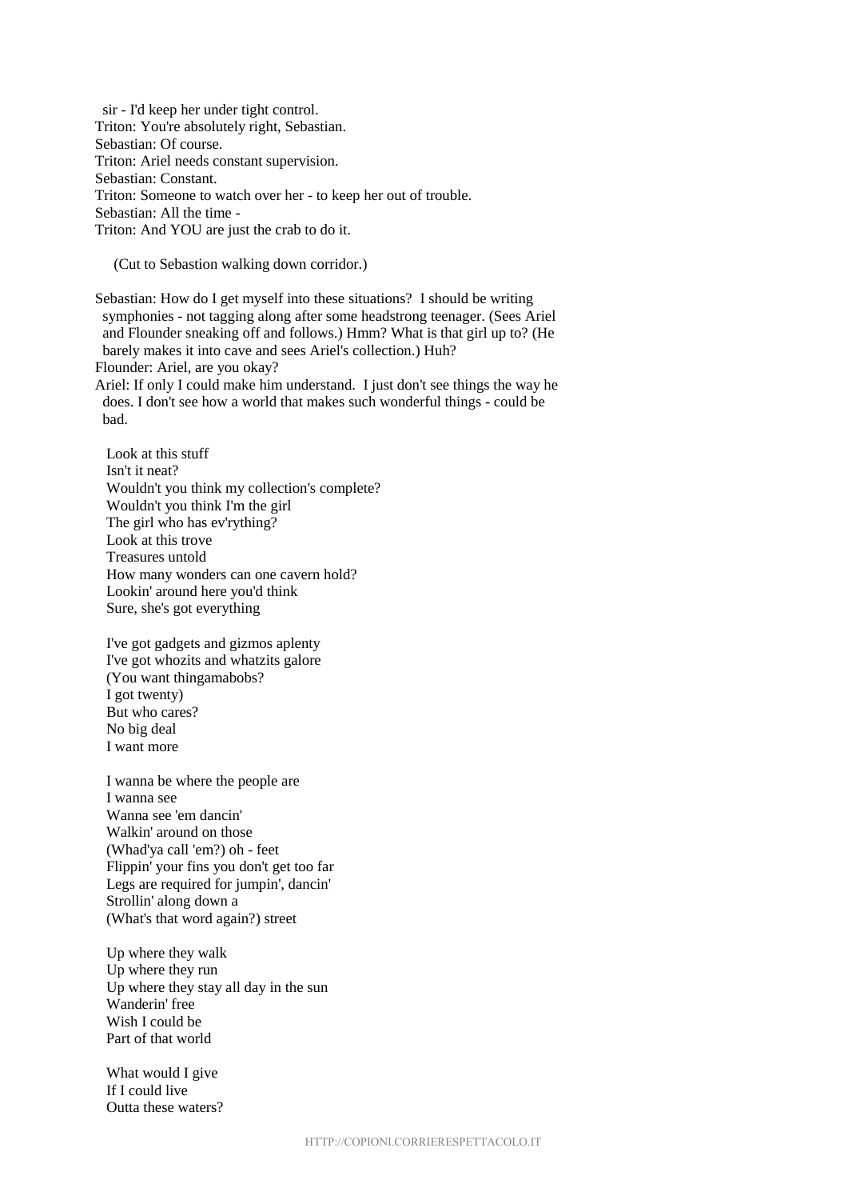sir - I'd keep her under tight control.
Triton: You're absolutely right, Sebastian.
Sebastian: Of course.
Triton: Ariel needs constant supervision.
Sebastian: Constant.
Triton: Someone to watch over her - to keep her out of trouble.
Sebastian: All the time -
Triton: And YOU are just the crab to do it.

(Cut to Sebastion walking down corridor.)

Sebastian: How do I get myself into these situations? I should be writing symphonies - not tagging along after some headstrong teenager. (Sees Ariel and Flounder sneaking off and follows.) Hmm? What is that girl up to? (He barely makes it into cave and sees Ariel's collection.) Huh?
Flounder: Ariel, are you okay?
Ariel: If only I could make him understand. I just don't see things the way he does. I don't see how a world that makes such wonderful things - could be bad.

Look at this stuff
Isn't it neat?
Wouldn't you think my collection's complete?
Wouldn't you think I'm the girl
The girl who has ev'rything?
Look at this trove
Treasures untold
How many wonders can one cavern hold?
Lookin' around here you'd think
Sure, she's got everything

I've got gadgets and gizmos aplenty
I've got whozits and whatzits galore
(You want thingamabobs?
I got twenty)
But who cares?
No big deal
I want more

I wanna be where the people are
I wanna see
Wanna see 'em dancin'
Walkin' around on those
(Whad'ya call 'em?) oh - feet
Flippin' your fins you don't get too far
Legs are required for jumpin', dancin'
Strollin' along down a
(What's that word again?) street

Up where they walk
Up where they run
Up where they stay all day in the sun
Wanderin' free
Wish I could be
Part of that world

What would I give
If I could live
Outta these waters?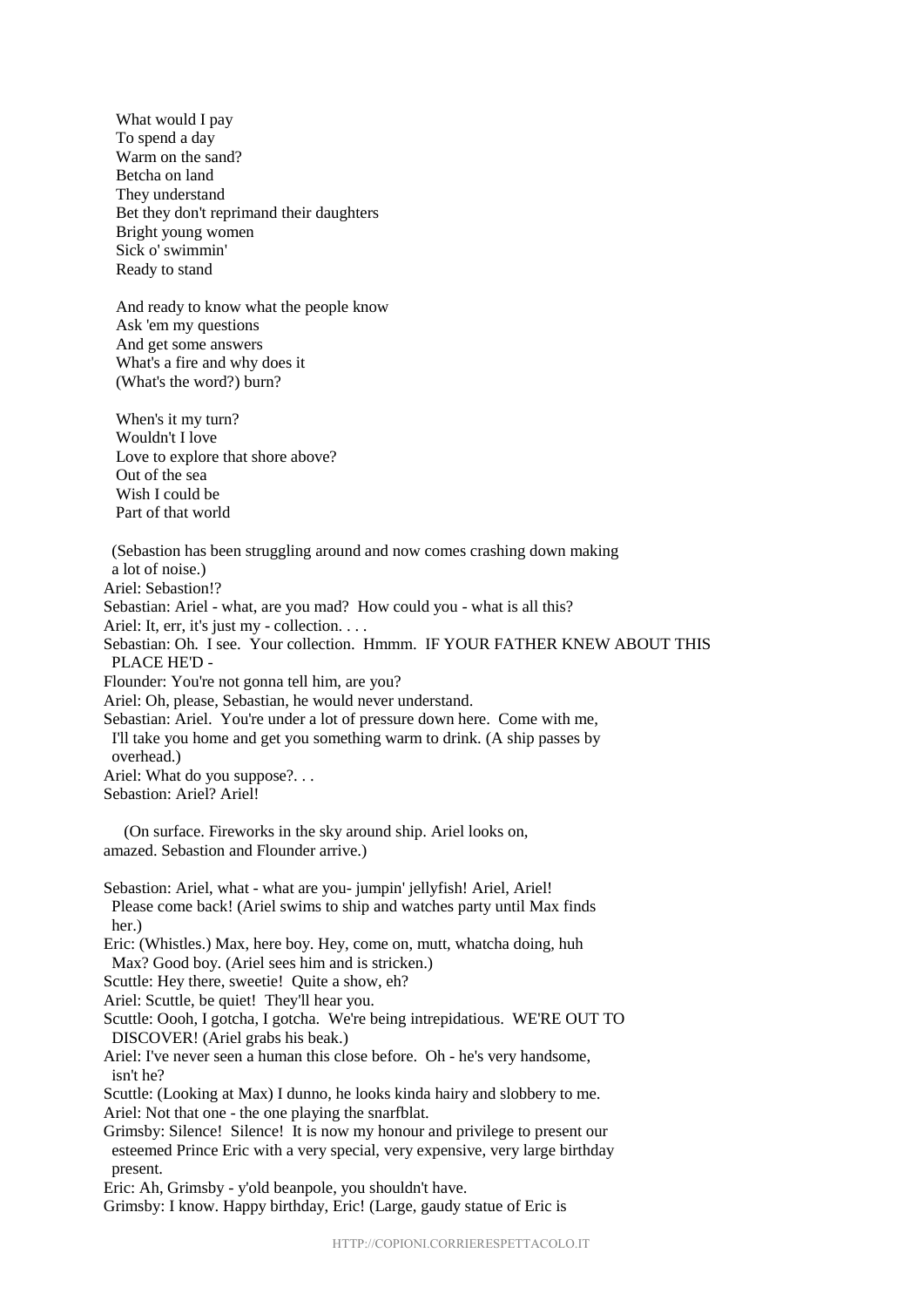What would I pay  
To spend a day  
Warm on the sand?  
Betcha on land  
They understand  
Bet they don't reprimand their daughters  
Bright young women  
Sick o' swimmin'  
Ready to stand

And ready to know what the people know  
Ask 'em my questions  
And get some answers  
What's a fire and why does it  
(What's the word?) burn?

When's it my turn?  
Wouldn't I love  
Love to explore that shore above?  
Out of the sea  
Wish I could be  
Part of that world

(Sebastion has been struggling around and now comes crashing down making a lot of noise.)

Ariel: Sebastion!?

Sebastian: Ariel - what, are you mad? How could you - what is all this?

Ariel: It, err, it's just my - collection. . . .

Sebastian: Oh. I see. Your collection. Hmmm. IF YOUR FATHER KNEW ABOUT THIS PLACE HE'D -

Flounder: You're not gonna tell him, are you?

Ariel: Oh, please, Sebastian, he would never understand.

Sebastian: Ariel. You're under a lot of pressure down here. Come with me, I'll take you home and get you something warm to drink. (A ship passes by overhead.)

Ariel: What do you suppose?. . .

Sebastian: Ariel? Ariel!

(On surface. Fireworks in the sky around ship. Ariel looks on, amazed. Sebastion and Flounder arrive.)

Sebastion: Ariel, what - what are you- jumpin' jellyfish! Ariel, Ariel! Please come back! (Ariel swims to ship and watches party until Max finds her.)

Eric: (Whistles.) Max, here boy. Hey, come on, mutt, whatcha doing, huh Max? Good boy. (Ariel sees him and is stricken.)

Scuttle: Hey there, sweetie! Quite a show, eh?

Ariel: Scuttle, be quiet! They'll hear you.

Scuttle: Oooh, I gotcha, I gotcha. We're being intrepidatious. WE'RE OUT TO DISCOVER! (Ariel grabs his beak.)

Ariel: I've never seen a human this close before. Oh - he's very handsome, isn't he?

Scuttle: (Looking at Max) I dunno, he looks kinda hairy and slobbery to me.

Ariel: Not that one - the one playing the snarfblat.

Grimsby: Silence! Silence! It is now my honour and privilege to present our esteemed Prince Eric with a very special, very expensive, very large birthday present.

Eric: Ah, Grimsby - y'old beanpole, you shouldn't have.

Grimsby: I know. Happy birthday, Eric! (Large, gaudy statue of Eric is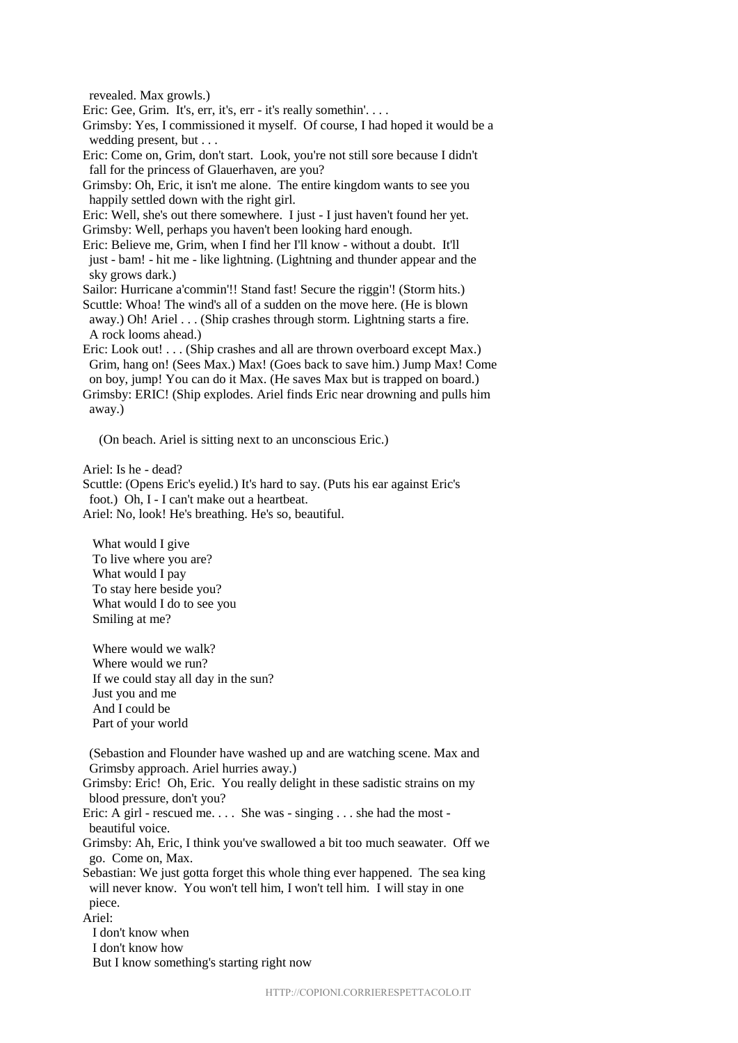revealed. Max growls.)

Eric: Gee, Grim. It's, err, it's, err - it's really somethin'. . . .

Grimsby: Yes, I commissioned it myself. Of course, I had hoped it would be a wedding present, but . . .

Eric: Come on, Grim, don't start. Look, you're not still sore because I didn't fall for the princess of Glauerhaven, are you?

Grimsby: Oh, Eric, it isn't me alone. The entire kingdom wants to see you happily settled down with the right girl.

Eric: Well, she's out there somewhere. I just - I just haven't found her yet.

Grimsby: Well, perhaps you haven't been looking hard enough.

Eric: Believe me, Grim, when I find her I'll know - without a doubt. It'll just - bam! - hit me - like lightning. (Lightning and thunder appear and the sky grows dark.)

Sailor: Hurricane a'commin'!! Stand fast! Secure the riggin'! (Storm hits.)

Scuttle: Whoa! The wind's all of a sudden on the move here. (He is blown away.) Oh! Ariel . . . (Ship crashes through storm. Lightning starts a fire. A rock looms ahead.)

Eric: Look out! . . . (Ship crashes and all are thrown overboard except Max.) Grim, hang on! (Sees Max.) Max! (Goes back to save him.) Jump Max! Come on boy, jump! You can do it Max. (He saves Max but is trapped on board.)

Grimsby: ERIC! (Ship explodes. Ariel finds Eric near drowning and pulls him away.)

(On beach. Ariel is sitting next to an unconscious Eric.)

Ariel: Is he - dead?

Scuttle: (Opens Eric's eyelid.) It's hard to say. (Puts his ear against Eric's foot.) Oh, I - I can't make out a heartbeat.

Ariel: No, look! He's breathing. He's so, beautiful.

What would I give
To live where you are?
What would I pay
To stay here beside you?
What would I do to see you
Smiling at me?

Where would we walk?
Where would we run?
If we could stay all day in the sun?
Just you and me
And I could be
Part of your world

(Sebastion and Flounder have washed up and are watching scene. Max and Grimsby approach. Ariel hurries away.)

Grimsby: Eric! Oh, Eric. You really delight in these sadistic strains on my blood pressure, don't you?

Eric: A girl - rescued me. . . . She was - singing . . . she had the most - beautiful voice.

Grimsby: Ah, Eric, I think you've swallowed a bit too much seawater. Off we go. Come on, Max.

Sebastian: We just gotta forget this whole thing ever happened. The sea king will never know. You won't tell him, I won't tell him. I will stay in one piece.

Ariel:

I don't know when
I don't know how
But I know something's starting right now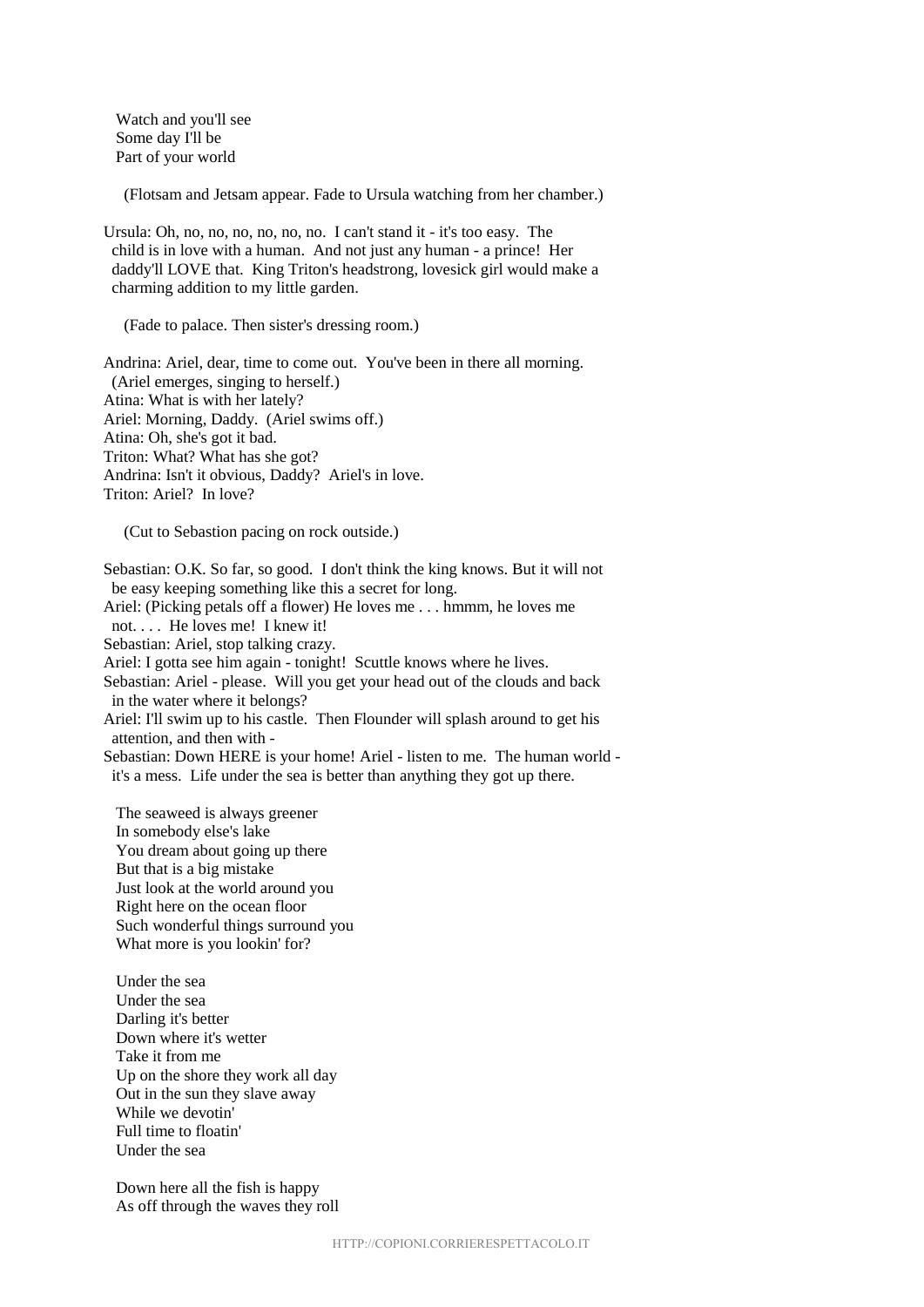Watch and you'll see
Some day I'll be
Part of your world

(Flotsam and Jetsam appear. Fade to Ursula watching from her chamber.)

Ursula: Oh, no, no, no, no, no, no, no. I can't stand it - it's too easy. The child is in love with a human. And not just any human - a prince! Her daddy'll LOVE that. King Triton's headstrong, lovesick girl would make a charming addition to my little garden.

(Fade to palace. Then sister's dressing room.)

Andrina: Ariel, dear, time to come out. You've been in there all morning.
(Ariel emerges, singing to herself.)
Atina: What is with her lately?
Ariel: Morning, Daddy. (Ariel swims off.)
Atina: Oh, she's got it bad.
Triton: What? What has she got?
Andrina: Isn't it obvious, Daddy? Ariel's in love.
Triton: Ariel? In love?

(Cut to Sebastion pacing on rock outside.)

Sebastian: O.K. So far, so good. I don't think the king knows. But it will not be easy keeping something like this a secret for long.
Ariel: (Picking petals off a flower) He loves me . . . hmmm, he loves me not. . . . He loves me! I knew it!
Sebastian: Ariel, stop talking crazy.
Ariel: I gotta see him again - tonight! Scuttle knows where he lives.
Sebastian: Ariel - please. Will you get your head out of the clouds and back in the water where it belongs?
Ariel: I'll swim up to his castle. Then Flounder will splash around to get his attention, and then with -
Sebastian: Down HERE is your home! Ariel - listen to me. The human world - it's a mess. Life under the sea is better than anything they got up there.

The seaweed is always greener
In somebody else's lake
You dream about going up there
But that is a big mistake
Just look at the world around you
Right here on the ocean floor
Such wonderful things surround you
What more is you lookin' for?

Under the sea
Under the sea
Darling it's better
Down where it's wetter
Take it from me
Up on the shore they work all day
Out in the sun they slave away
While we devotin'
Full time to floatin'
Under the sea

Down here all the fish is happy
As off through the waves they roll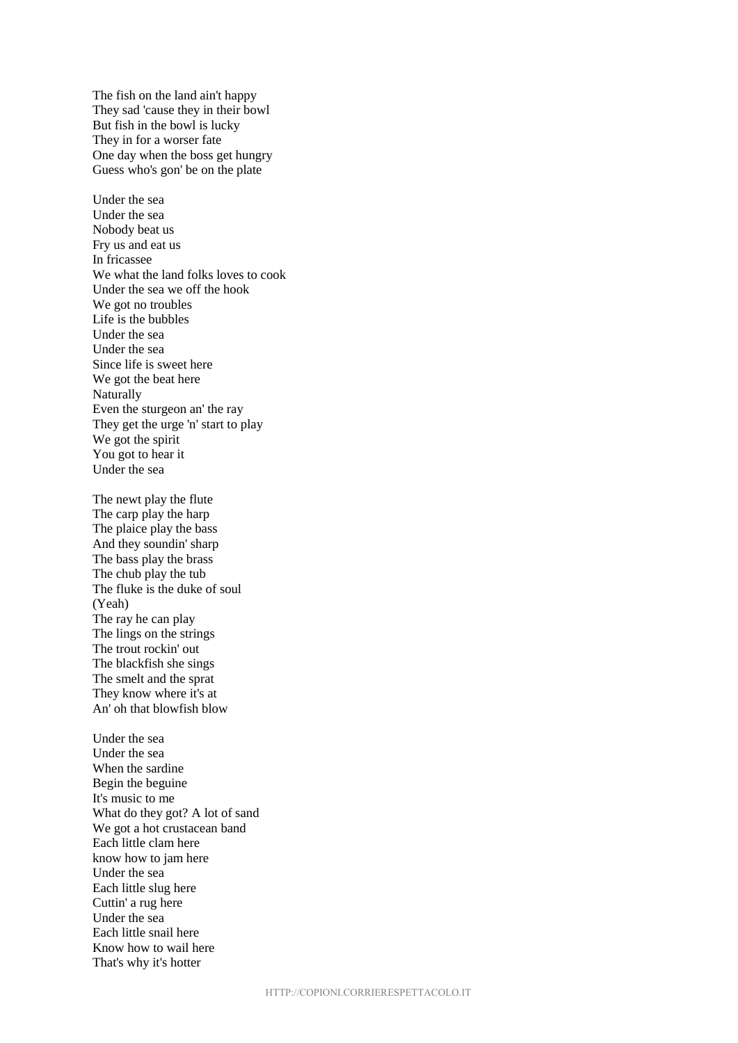The fish on the land ain't happy
They sad 'cause they in their bowl
But fish in the bowl is lucky
They in for a worser fate
One day when the boss get hungry
Guess who's gon' be on the plate

Under the sea
Under the sea
Nobody beat us
Fry us and eat us
In fricassee
We what the land folks loves to cook
Under the sea we off the hook
We got no troubles
Life is the bubbles
Under the sea
Under the sea
Since life is sweet here
We got the beat here
Naturally
Even the sturgeon an' the ray
They get the urge 'n' start to play
We got the spirit
You got to hear it
Under the sea

The newt play the flute
The carp play the harp
The plaice play the bass
And they soundin' sharp
The bass play the brass
The chub play the tub
The fluke is the duke of soul
(Yeah)
The ray he can play
The lings on the strings
The trout rockin' out
The blackfish she sings
The smelt and the sprat
They know where it's at
An' oh that blowfish blow

Under the sea
Under the sea
When the sardine
Begin the beguine
It's music to me
What do they got? A lot of sand
We got a hot crustacean band
Each little clam here
know how to jam here
Under the sea
Each little slug here
Cuttin' a rug here
Under the sea
Each little snail here
Know how to wail here
That's why it's hotter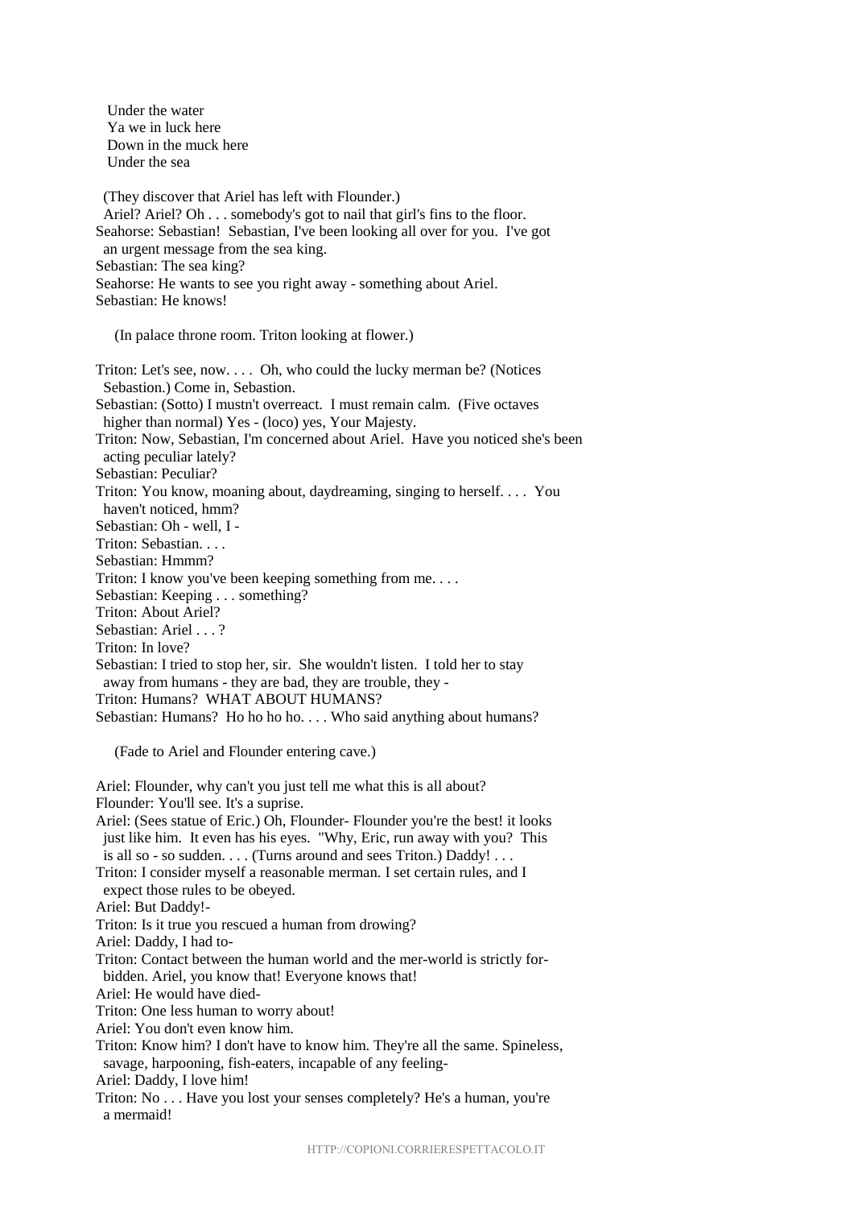Under the water
Ya we in luck here
Down in the muck here
Under the sea

(They discover that Ariel has left with Flounder.)
Ariel? Ariel? Oh . . . somebody's got to nail that girl's fins to the floor.
Seahorse: Sebastian! Sebastian, I've been looking all over for you. I've got an urgent message from the sea king.
Sebastian: The sea king?
Seahorse: He wants to see you right away - something about Ariel.
Sebastian: He knows!

(In palace throne room. Triton looking at flower.)

Triton: Let's see, now. . . . Oh, who could the lucky merman be? (Notices Sebastion.) Come in, Sebastion.
Sebastian: (Sotto) I mustn't overreact. I must remain calm. (Five octaves higher than normal) Yes - (loco) yes, Your Majesty.
Triton: Now, Sebastian, I'm concerned about Ariel. Have you noticed she's been acting peculiar lately?
Sebastian: Peculiar?
Triton: You know, moaning about, daydreaming, singing to herself. . . . You haven't noticed, hmm?
Sebastian: Oh - well, I -
Triton: Sebastian. . . .
Sebastian: Hmmm?
Triton: I know you've been keeping something from me. . . .
Sebastian: Keeping . . . something?
Triton: About Ariel?
Sebastian: Ariel . . . ?
Triton: In love?
Sebastian: I tried to stop her, sir. She wouldn't listen. I told her to stay away from humans - they are bad, they are trouble, they -
Triton: Humans? WHAT ABOUT HUMANS?
Sebastian: Humans? Ho ho ho ho. . . . Who said anything about humans?

(Fade to Ariel and Flounder entering cave.)

Ariel: Flounder, why can't you just tell me what this is all about?
Flounder: You'll see. It's a suprise.
Ariel: (Sees statue of Eric.) Oh, Flounder- Flounder you're the best! it looks just like him. It even has his eyes. "Why, Eric, run away with you? This is all so - so sudden. . . . (Turns around and sees Triton.) Daddy! . . .
Triton: I consider myself a reasonable merman. I set certain rules, and I expect those rules to be obeyed.
Ariel: But Daddy!-
Triton: Is it true you rescued a human from drowing?
Ariel: Daddy, I had to-
Triton: Contact between the human world and the mer-world is strictly forbidden. Ariel, you know that! Everyone knows that!
Ariel: He would have died-
Triton: One less human to worry about!
Ariel: You don't even know him.
Triton: Know him? I don't have to know him. They're all the same. Spineless, savage, harpooning, fish-eaters, incapable of any feeling-
Ariel: Daddy, I love him!
Triton: No . . . Have you lost your senses completely? He's a human, you're a mermaid!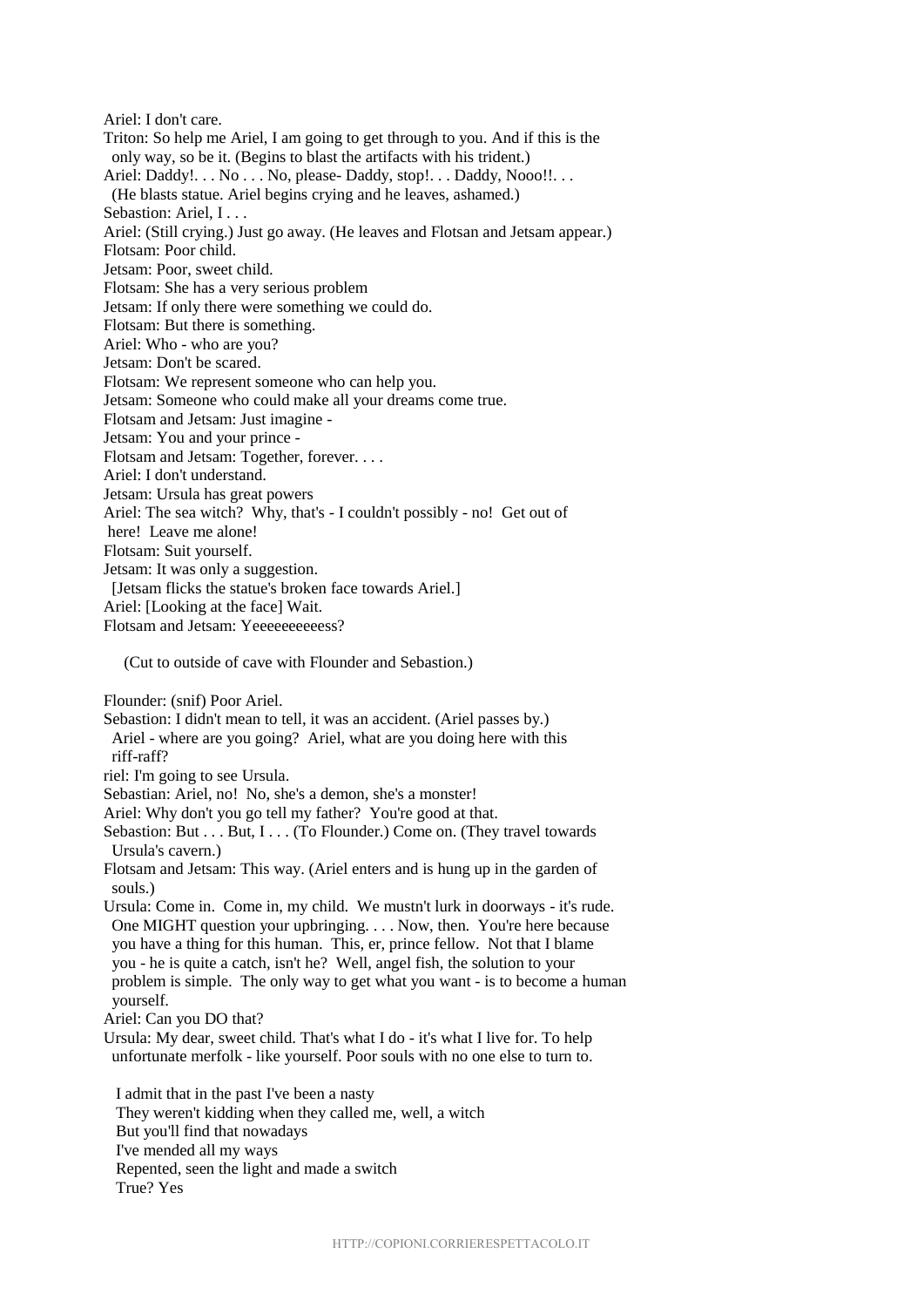Ariel: I don't care.
Triton: So help me Ariel, I am going to get through to you. And if this is the only way, so be it. (Begins to blast the artifacts with his trident.)
Ariel: Daddy!. . . No . . . No, please- Daddy, stop!. . . Daddy, Nooo!!. . . (He blasts statue. Ariel begins crying and he leaves, ashamed.)
Sebastion: Ariel, I . . .
Ariel: (Still crying.) Just go away. (He leaves and Flotsan and Jetsam appear.)
Flotsam: Poor child.
Jetsam: Poor, sweet child.
Flotsam: She has a very serious problem
Jetsam: If only there were something we could do.
Flotsam: But there is something.
Ariel: Who - who are you?
Jetsam: Don't be scared.
Flotsam: We represent someone who can help you.
Jetsam: Someone who could make all your dreams come true.
Flotsam and Jetsam: Just imagine -
Jetsam: You and your prince -
Flotsam and Jetsam: Together, forever. . . .
Ariel: I don't understand.
Jetsam: Ursula has great powers
Ariel: The sea witch? Why, that's - I couldn't possibly - no! Get out of here! Leave me alone!
Flotsam: Suit yourself.
Jetsam: It was only a suggestion.
[Jetsam flicks the statue's broken face towards Ariel.]
Ariel: [Looking at the face] Wait.
Flotsam and Jetsam: Yeeeeeeeeeess?

(Cut to outside of cave with Flounder and Sebastion.)

Flounder: (snif) Poor Ariel.
Sebastion: I didn't mean to tell, it was an accident. (Ariel passes by.) Ariel - where are you going? Ariel, what are you doing here with this riff-raff?
riel: I'm going to see Ursula.
Sebastian: Ariel, no! No, she's a demon, she's a monster!
Ariel: Why don't you go tell my father? You're good at that.
Sebastion: But . . . But, I . . . (To Flounder.) Come on. (They travel towards Ursula's cavern.)
Flotsam and Jetsam: This way. (Ariel enters and is hung up in the garden of souls.)
Ursula: Come in. Come in, my child. We mustn't lurk in doorways - it's rude. One MIGHT question your upbringing. . . . Now, then. You're here because you have a thing for this human. This, er, prince fellow. Not that I blame you - he is quite a catch, isn't he? Well, angel fish, the solution to your problem is simple. The only way to get what you want - is to become a human yourself.
Ariel: Can you DO that?
Ursula: My dear, sweet child. That's what I do - it's what I live for. To help unfortunate merfolk - like yourself. Poor souls with no one else to turn to.

I admit that in the past I've been a nasty
They weren't kidding when they called me, well, a witch
But you'll find that nowadays
I've mended all my ways
Repented, seen the light and made a switch
True? Yes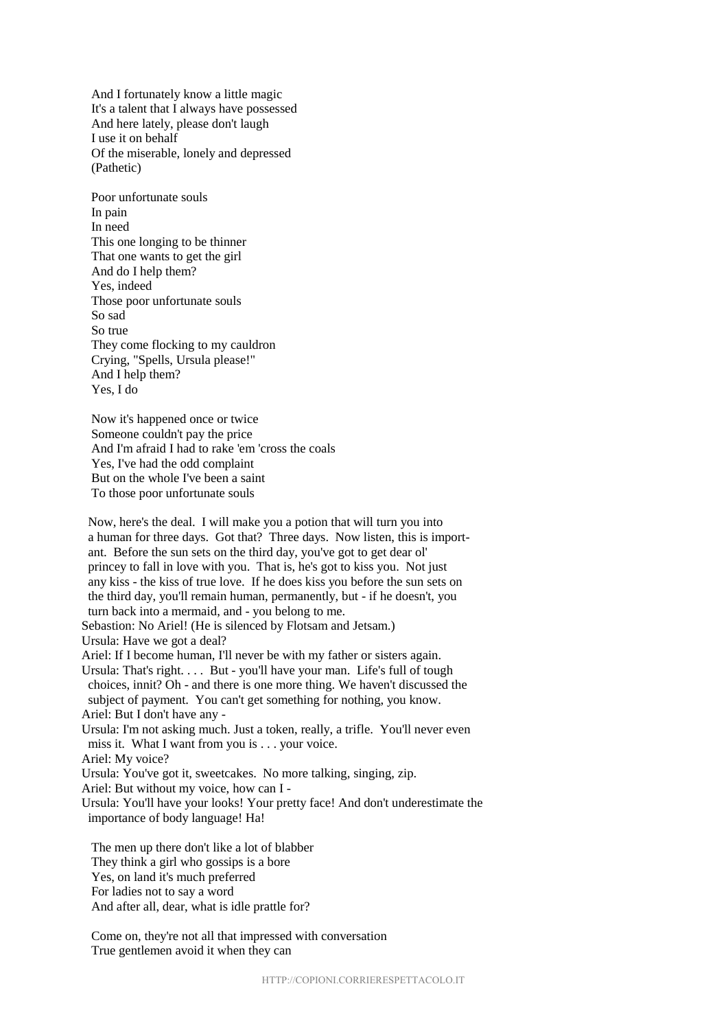And I fortunately know a little magic
It's a talent that I always have possessed
And here lately, please don't laugh
I use it on behalf
Of the miserable, lonely and depressed
(Pathetic)

Poor unfortunate souls
In pain
In need
This one longing to be thinner
That one wants to get the girl
And do I help them?
Yes, indeed
Those poor unfortunate souls
So sad
So true
They come flocking to my cauldron
Crying, "Spells, Ursula please!"
And I help them?
Yes, I do

Now it's happened once or twice
Someone couldn't pay the price
And I'm afraid I had to rake 'em 'cross the coals
Yes, I've had the odd complaint
But on the whole I've been a saint
To those poor unfortunate souls

Now, here's the deal. I will make you a potion that will turn you into a human for three days. Got that? Three days. Now listen, this is important. Before the sun sets on the third day, you've got to get dear ol' princey to fall in love with you. That is, he's got to kiss you. Not just any kiss - the kiss of true love. If he does kiss you before the sun sets on the third day, you'll remain human, permanently, but - if he doesn't, you turn back into a mermaid, and - you belong to me.

Sebastian: No Ariel! (He is silenced by Flotsam and Jetsam.)

Ursula: Have we got a deal?

Ariel: If I become human, I'll never be with my father or sisters again.

Ursula: That's right. . . . But - you'll have your man. Life's full of tough choices, innit? Oh - and there is one more thing. We haven't discussed the subject of payment. You can't get something for nothing, you know.

Ariel: But I don't have any -

Ursula: I'm not asking much. Just a token, really, a trifle. You'll never even miss it. What I want from you is . . . your voice.

Ariel: My voice?

Ursula: You've got it, sweetcakes. No more talking, singing, zip.

Ariel: But without my voice, how can I -

Ursula: You'll have your looks! Your pretty face! And don't underestimate the importance of body language! Ha!

The men up there don't like a lot of blabber
They think a girl who gossips is a bore
Yes, on land it's much preferred
For ladies not to say a word
And after all, dear, what is idle prattle for?

Come on, they're not all that impressed with conversation
True gentlemen avoid it when they can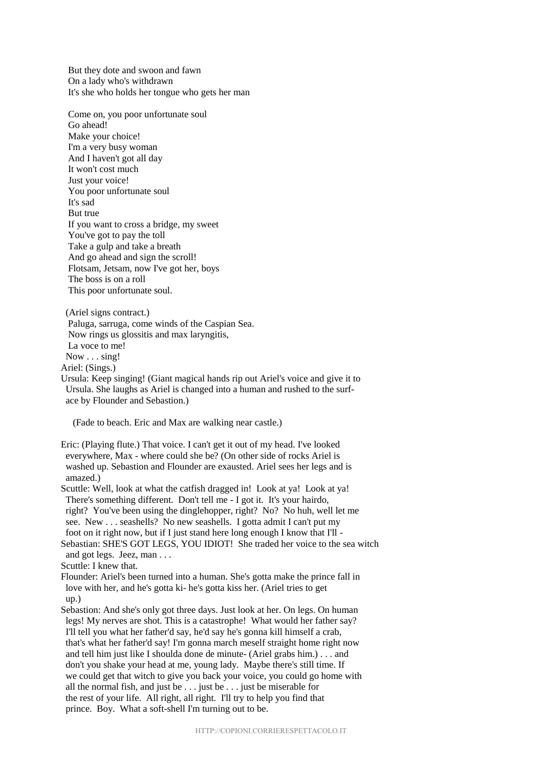But they dote and swoon and fawn
On a lady who's withdrawn
It's she who holds her tongue who gets her man

Come on, you poor unfortunate soul
Go ahead!
Make your choice!
I'm a very busy woman
And I haven't got all day
It won't cost much
Just your voice!
You poor unfortunate soul
It's sad
But true
If you want to cross a bridge, my sweet
You've got to pay the toll
Take a gulp and take a breath
And go ahead and sign the scroll!
Flotsam, Jetsam, now I've got her, boys
The boss is on a roll
This poor unfortunate soul.

(Ariel signs contract.)
Paluga, sarruga, come winds of the Caspian Sea.
Now rings us glossitis and max laryngitis,
La voce to me!
Now . . . sing!

Ariel: (Sings.)

Ursula: Keep singing! (Giant magical hands rip out Ariel's voice and give it to Ursula. She laughs as Ariel is changed into a human and rushed to the surface by Flounder and Sebastion.)

(Fade to beach. Eric and Max are walking near castle.)

Eric: (Playing flute.) That voice. I can't get it out of my head. I've looked everywhere, Max - where could she be? (On other side of rocks Ariel is washed up. Sebastion and Flounder are exausted. Ariel sees her legs and is amazed.)

Scuttle: Well, look at what the catfish dragged in! Look at ya! Look at ya! There's something different. Don't tell me - I got it. It's your hairdo, right? You've been using the dinglehopper, right? No? No huh, well let me see. New . . . seashells? No new seashells. I gotta admit I can't put my foot on it right now, but if I just stand here long enough I know that I'll -

Sebastian: SHE'S GOT LEGS, YOU IDIOT! She traded her voice to the sea witch and got legs. Jeez, man . . .

Scuttle: I knew that.

Flounder: Ariel's been turned into a human. She's gotta make the prince fall in love with her, and he's gotta ki- he's gotta kiss her. (Ariel tries to get up.)

Sebastion: And she's only got three days. Just look at her. On legs. On human legs! My nerves are shot. This is a catastrophe! What would her father say? I'll tell you what her father'd say, he'd say he's gonna kill himself a crab, that's what her father'd say! I'm gonna march meself straight home right now and tell him just like I shoulda done de minute- (Ariel grabs him.) . . . and don't you shake your head at me, young lady. Maybe there's still time. If we could get that witch to give you back your voice, you could go home with all the normal fish, and just be . . . just be . . . just be miserable for the rest of your life. All right, all right. I'll try to help you find that prince. Boy. What a soft-shell I'm turning out to be.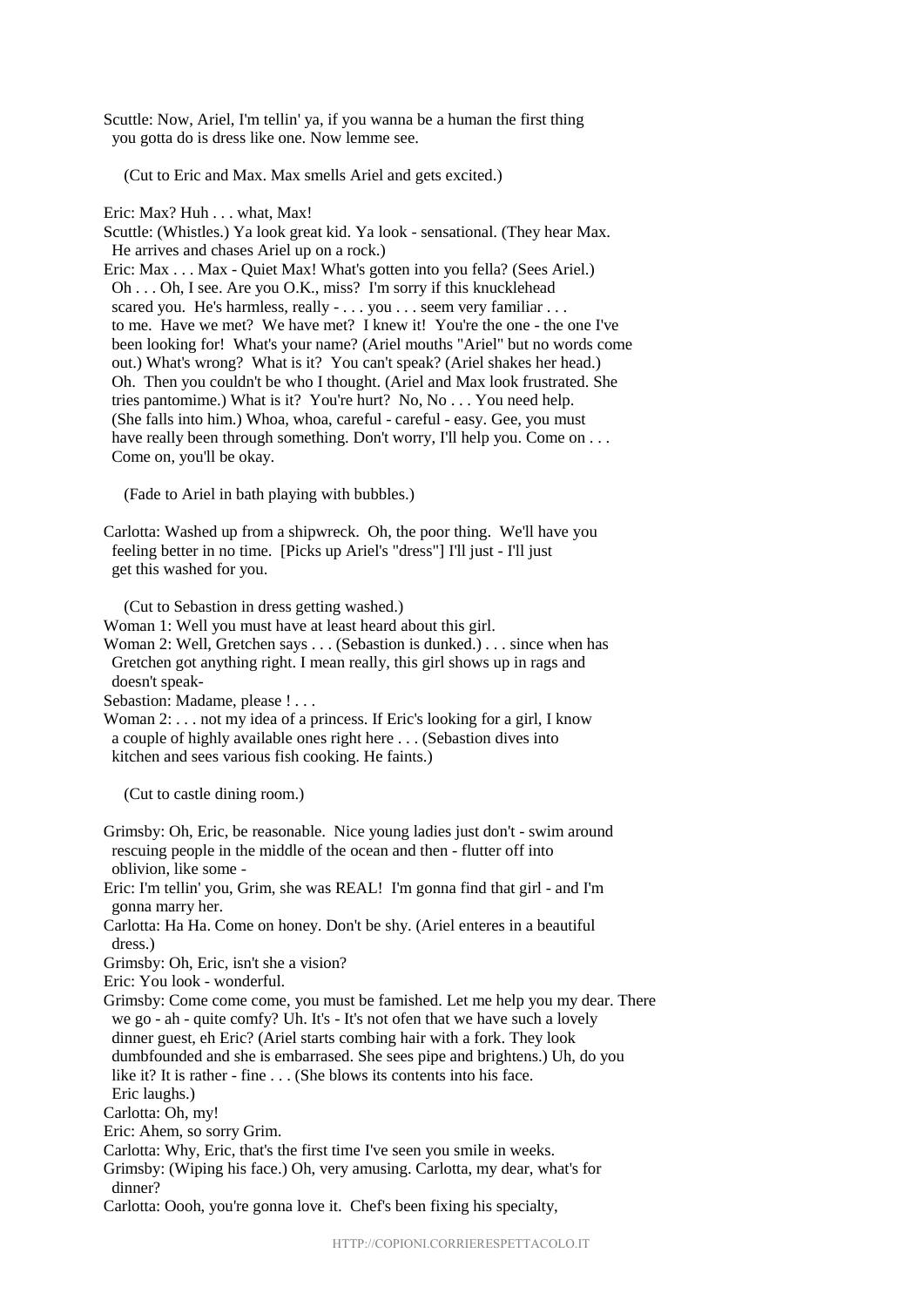Scuttle: Now, Ariel, I'm tellin' ya, if you wanna be a human the first thing you gotta do is dress like one. Now lemme see.

(Cut to Eric and Max. Max smells Ariel and gets excited.)

Eric: Max? Huh . . . what, Max!
Scuttle: (Whistles.) Ya look great kid. Ya look - sensational. (They hear Max. He arrives and chases Ariel up on a rock.)
Eric: Max . . . Max - Quiet Max! What's gotten into you fella? (Sees Ariel.) Oh . . . Oh, I see. Are you O.K., miss? I'm sorry if this knucklehead scared you. He's harmless, really - . . . you . . . seem very familiar . . . to me. Have we met? We have met? I knew it! You're the one - the one I've been looking for! What's your name? (Ariel mouths "Ariel" but no words come out.) What's wrong? What is it? You can't speak? (Ariel shakes her head.) Oh. Then you couldn't be who I thought. (Ariel and Max look frustrated. She tries pantomime.) What is it? You're hurt? No, No . . . You need help. (She falls into him.) Whoa, whoa, careful - careful - easy. Gee, you must have really been through something. Don't worry, I'll help you. Come on . . . Come on, you'll be okay.

(Fade to Ariel in bath playing with bubbles.)

Carlotta: Washed up from a shipwreck. Oh, the poor thing. We'll have you feeling better in no time. [Picks up Ariel's "dress"] I'll just - I'll just get this washed for you.

(Cut to Sebastion in dress getting washed.)
Woman 1: Well you must have at least heard about this girl.
Woman 2: Well, Gretchen says . . . (Sebastion is dunked.) . . . since when has Gretchen got anything right. I mean really, this girl shows up in rags and doesn't speak-
Sebastion: Madame, please ! . . .
Woman 2: . . . not my idea of a princess. If Eric's looking for a girl, I know a couple of highly available ones right here . . . (Sebastion dives into kitchen and sees various fish cooking. He faints.)

(Cut to castle dining room.)

Grimsby: Oh, Eric, be reasonable. Nice young ladies just don't - swim around rescuing people in the middle of the ocean and then - flutter off into oblivion, like some -
Eric: I'm tellin' you, Grim, she was REAL! I'm gonna find that girl - and I'm gonna marry her.
Carlotta: Ha Ha. Come on honey. Don't be shy. (Ariel enteres in a beautiful dress.)
Grimsby: Oh, Eric, isn't she a vision?
Eric: You look - wonderful.
Grimsby: Come come come, you must be famished. Let me help you my dear. There we go - ah - quite comfy? Uh. It's - It's not ofen that we have such a lovely dinner guest, eh Eric? (Ariel starts combing hair with a fork. They look dumbfounded and she is embarrased. She sees pipe and brightens.) Uh, do you like it? It is rather - fine . . . (She blows its contents into his face. Eric laughs.)
Carlotta: Oh, my!
Eric: Ahem, so sorry Grim.
Carlotta: Why, Eric, that's the first time I've seen you smile in weeks.
Grimsby: (Wiping his face.) Oh, very amusing. Carlotta, my dear, what's for dinner?
Carlotta: Oooh, you're gonna love it. Chef's been fixing his specialty,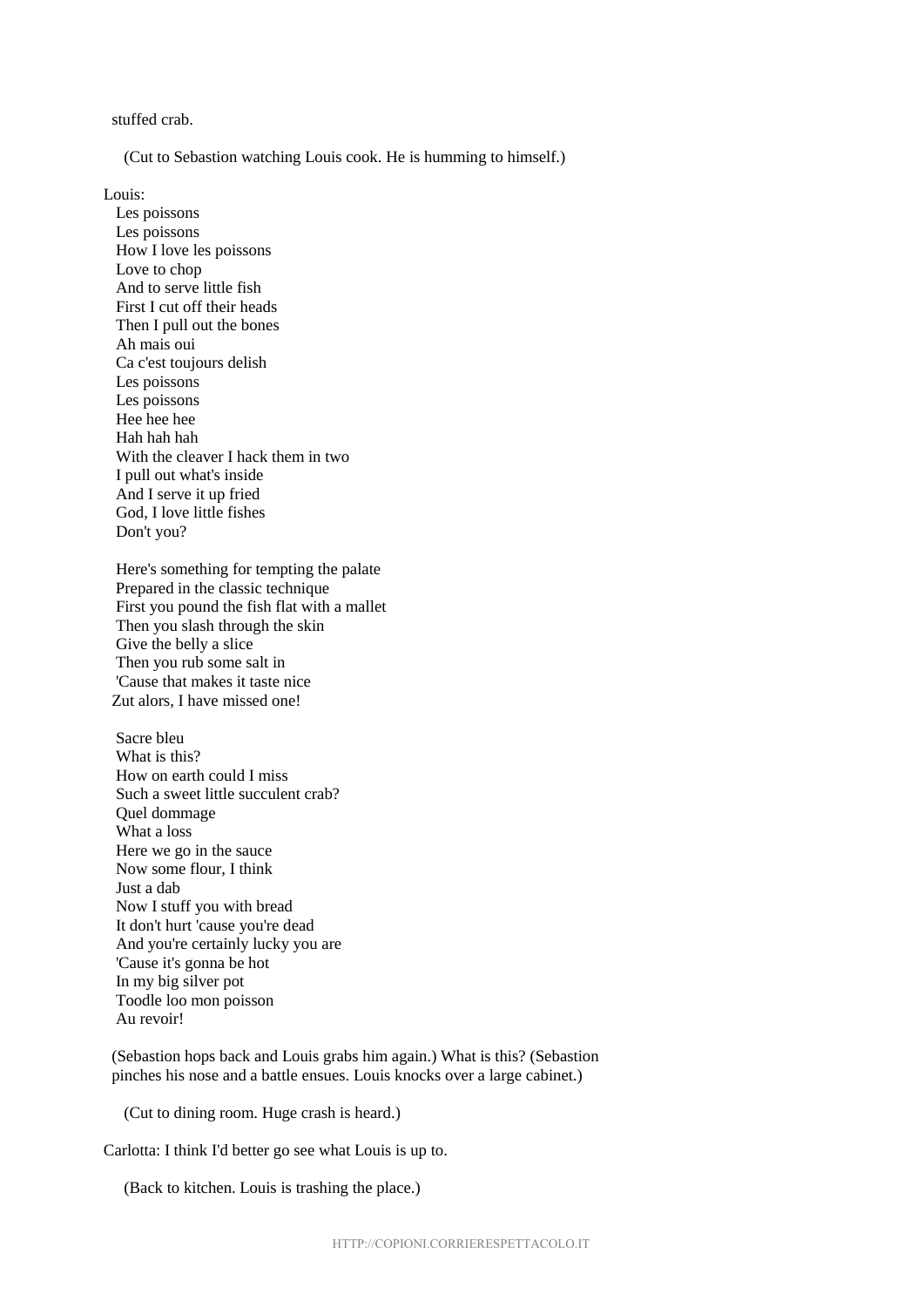stuffed crab.

(Cut to Sebastion watching Louis cook. He is humming to himself.)

Louis:

Les poissons
Les poissons
How I love les poissons
Love to chop
And to serve little fish
First I cut off their heads
Then I pull out the bones
Ah mais oui
Ca c'est toujours delish
Les poissons
Les poissons
Hee hee hee
Hah hah hah
With the cleaver I hack them in two
I pull out what's inside
And I serve it up fried
God, I love little fishes
Don't you?

Here's something for tempting the palate
Prepared in the classic technique
First you pound the fish flat with a mallet
Then you slash through the skin
Give the belly a slice
Then you rub some salt in
'Cause that makes it taste nice
Zut alors, I have missed one!

Sacre bleu
What is this?
How on earth could I miss
Such a sweet little succulent crab?
Quel dommage
What a loss
Here we go in the sauce
Now some flour, I think
Just a dab
Now I stuff you with bread
It don't hurt 'cause you're dead
And you're certainly lucky you are
'Cause it's gonna be hot
In my big silver pot
Toodle loo mon poisson
Au revoir!

(Sebastion hops back and Louis grabs him again.) What is this? (Sebastion pinches his nose and a battle ensues. Louis knocks over a large cabinet.)

(Cut to dining room. Huge crash is heard.)

Carlotta: I think I'd better go see what Louis is up to.

(Back to kitchen. Louis is trashing the place.)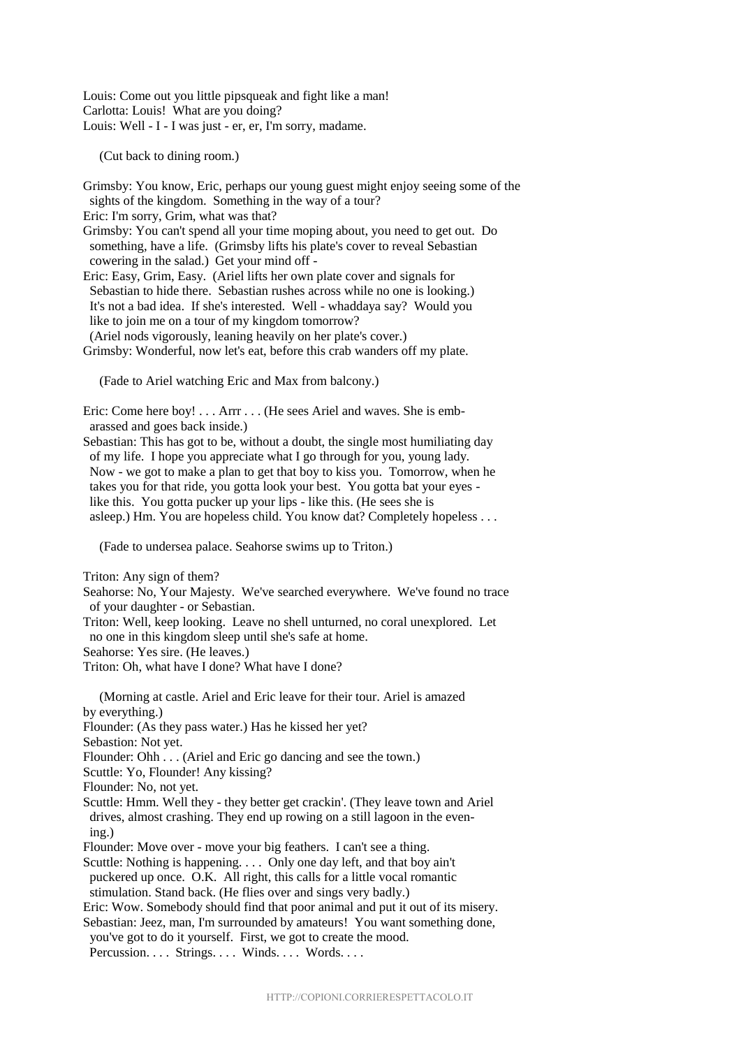Louis: Come out you little pipsqueak and fight like a man!
Carlotta: Louis!  What are you doing?
Louis: Well - I - I was just - er, er, I'm sorry, madame.

(Cut back to dining room.)

Grimsby: You know, Eric, perhaps our young guest might enjoy seeing some of the sights of the kingdom.  Something in the way of a tour?
Eric: I'm sorry, Grim, what was that?
Grimsby: You can't spend all your time moping about, you need to get out.  Do something, have a life.  (Grimsby lifts his plate's cover to reveal Sebastian cowering in the salad.)  Get your mind off -
Eric: Easy, Grim, Easy.  (Ariel lifts her own plate cover and signals for Sebastian to hide there.  Sebastian rushes across while no one is looking.)  It's not a bad idea.  If she's interested.  Well - whaddaya say?  Would you like to join me on a tour of my kingdom tomorrow?
(Ariel nods vigorously, leaning heavily on her plate's cover.)
Grimsby: Wonderful, now let's eat, before this crab wanders off my plate.

(Fade to Ariel watching Eric and Max from balcony.)

Eric: Come here boy! . . . Arrr . . . (He sees Ariel and waves. She is embarassed and goes back inside.)
Sebastian: This has got to be, without a doubt, the single most humiliating day of my life.  I hope you appreciate what I go through for you, young lady.  Now - we got to make a plan to get that boy to kiss you.  Tomorrow, when he takes you for that ride, you gotta look your best.  You gotta bat your eyes - like this.  You gotta pucker up your lips - like this. (He sees she is asleep.) Hm. You are hopeless child. You know dat? Completely hopeless . . .

(Fade to undersea palace. Seahorse swims up to Triton.)

Triton: Any sign of them?
Seahorse: No, Your Majesty.  We've searched everywhere.  We've found no trace of your daughter - or Sebastian.
Triton: Well, keep looking.  Leave no shell unturned, no coral unexplored.  Let no one in this kingdom sleep until she's safe at home.
Seahorse: Yes sire. (He leaves.)
Triton: Oh, what have I done? What have I done?

(Morning at castle. Ariel and Eric leave for their tour. Ariel is amazed by everything.)
Flounder: (As they pass water.) Has he kissed her yet?
Sebastion: Not yet.
Flounder: Ohh . . . (Ariel and Eric go dancing and see the town.)
Scuttle: Yo, Flounder! Any kissing?
Flounder: No, not yet.
Scuttle: Hmm. Well they - they better get crackin'. (They leave town and Ariel drives, almost crashing. They end up rowing on a still lagoon in the evening.)
Flounder: Move over - move your big feathers.  I can't see a thing.
Scuttle: Nothing is happening. . . .  Only one day left, and that boy ain't puckered up once.  O.K.  All right, this calls for a little vocal romantic stimulation. Stand back. (He flies over and sings very badly.)
Eric: Wow. Somebody should find that poor animal and put it out of its misery.
Sebastian: Jeez, man, I'm surrounded by amateurs!  You want something done, you've got to do it yourself.  First, we got to create the mood.
Percussion. . . .  Strings. . . .  Winds. . . .  Words. . . .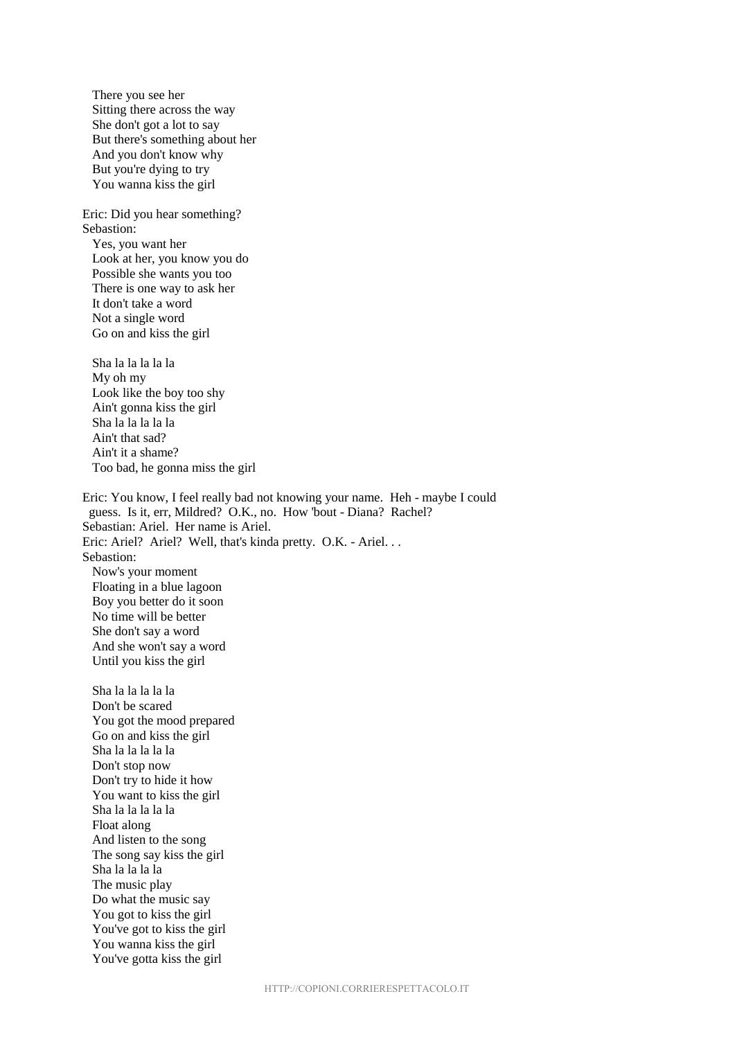There you see her
Sitting there across the way
She don't got a lot to say
But there's something about her
And you don't know why
But you're dying to try
You wanna kiss the girl

Eric: Did you hear something?
Sebastion:
Yes, you want her
Look at her, you know you do
Possible she wants you too
There is one way to ask her
It don't take a word
Not a single word
Go on and kiss the girl

Sha la la la la la
My oh my
Look like the boy too shy
Ain't gonna kiss the girl
Sha la la la la la
Ain't that sad?
Ain't it a shame?
Too bad, he gonna miss the girl

Eric: You know, I feel really bad not knowing your name. Heh - maybe I could guess. Is it, err, Mildred? O.K., no. How 'bout - Diana? Rachel?
Sebastian: Ariel. Her name is Ariel.
Eric: Ariel? Ariel? Well, that's kinda pretty. O.K. - Ariel. . .
Sebastion:
Now's your moment
Floating in a blue lagoon
Boy you better do it soon
No time will be better
She don't say a word
And she won't say a word
Until you kiss the girl

Sha la la la la la
Don't be scared
You got the mood prepared
Go on and kiss the girl
Sha la la la la la
Don't stop now
Don't try to hide it how
You want to kiss the girl
Sha la la la la la
Float along
And listen to the song
The song say kiss the girl
Sha la la la la
The music play
Do what the music say
You got to kiss the girl
You've got to kiss the girl
You wanna kiss the girl
You've gotta kiss the girl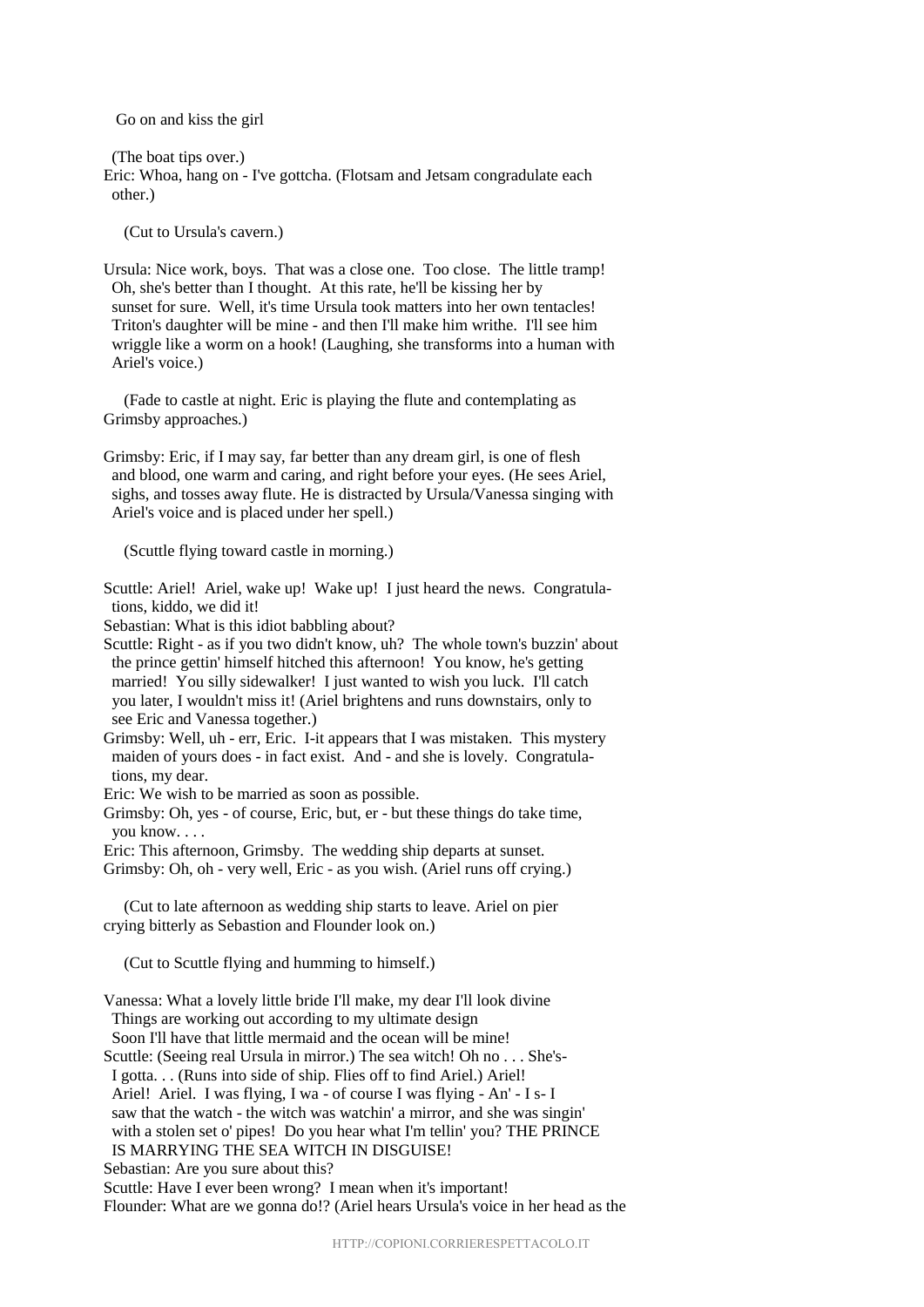Go on and kiss the girl

(The boat tips over.)

Eric: Whoa, hang on - I've gottcha. (Flotsam and Jetsam congradulate each other.)

(Cut to Ursula's cavern.)

Ursula: Nice work, boys. That was a close one. Too close. The little tramp! Oh, she's better than I thought. At this rate, he'll be kissing her by sunset for sure. Well, it's time Ursula took matters into her own tentacles! Triton's daughter will be mine - and then I'll make him writhe. I'll see him wriggle like a worm on a hook! (Laughing, she transforms into a human with Ariel's voice.)

(Fade to castle at night. Eric is playing the flute and contemplating as Grimsby approaches.)

Grimsby: Eric, if I may say, far better than any dream girl, is one of flesh and blood, one warm and caring, and right before your eyes. (He sees Ariel, sighs, and tosses away flute. He is distracted by Ursula/Vanessa singing with Ariel's voice and is placed under her spell.)

(Scuttle flying toward castle in morning.)

Scuttle: Ariel! Ariel, wake up! Wake up! I just heard the news. Congratulations, kiddo, we did it!

Sebastian: What is this idiot babbling about?

Scuttle: Right - as if you two didn't know, uh? The whole town's buzzin' about the prince gettin' himself hitched this afternoon! You know, he's getting married! You silly sidewalker! I just wanted to wish you luck. I'll catch you later, I wouldn't miss it! (Ariel brightens and runs downstairs, only to see Eric and Vanessa together.)

Grimsby: Well, uh - err, Eric. I-it appears that I was mistaken. This mystery maiden of yours does - in fact exist. And - and she is lovely. Congratulations, my dear.

Eric: We wish to be married as soon as possible.

Grimsby: Oh, yes - of course, Eric, but, er - but these things do take time, you know. . . .

Eric: This afternoon, Grimsby. The wedding ship departs at sunset.

Grimsby: Oh, oh - very well, Eric - as you wish. (Ariel runs off crying.)

(Cut to late afternoon as wedding ship starts to leave. Ariel on pier crying bitterly as Sebastion and Flounder look on.)

(Cut to Scuttle flying and humming to himself.)

Vanessa: What a lovely little bride I'll make, my dear I'll look divine
Things are working out according to my ultimate design
Soon I'll have that little mermaid and the ocean will be mine!

Scuttle: (Seeing real Ursula in mirror.) The sea witch! Oh no . . . She's- I gotta. . . (Runs into side of ship. Flies off to find Ariel.) Ariel! Ariel! Ariel. I was flying, I wa - of course I was flying - An' - I s- I saw that the watch - the witch was watchin' a mirror, and she was singin' with a stolen set o' pipes! Do you hear what I'm tellin' you? THE PRINCE IS MARRYING THE SEA WITCH IN DISGUISE!

Sebastian: Are you sure about this?

Scuttle: Have I ever been wrong? I mean when it's important!

Flounder: What are we gonna do!? (Ariel hears Ursula's voice in her head as the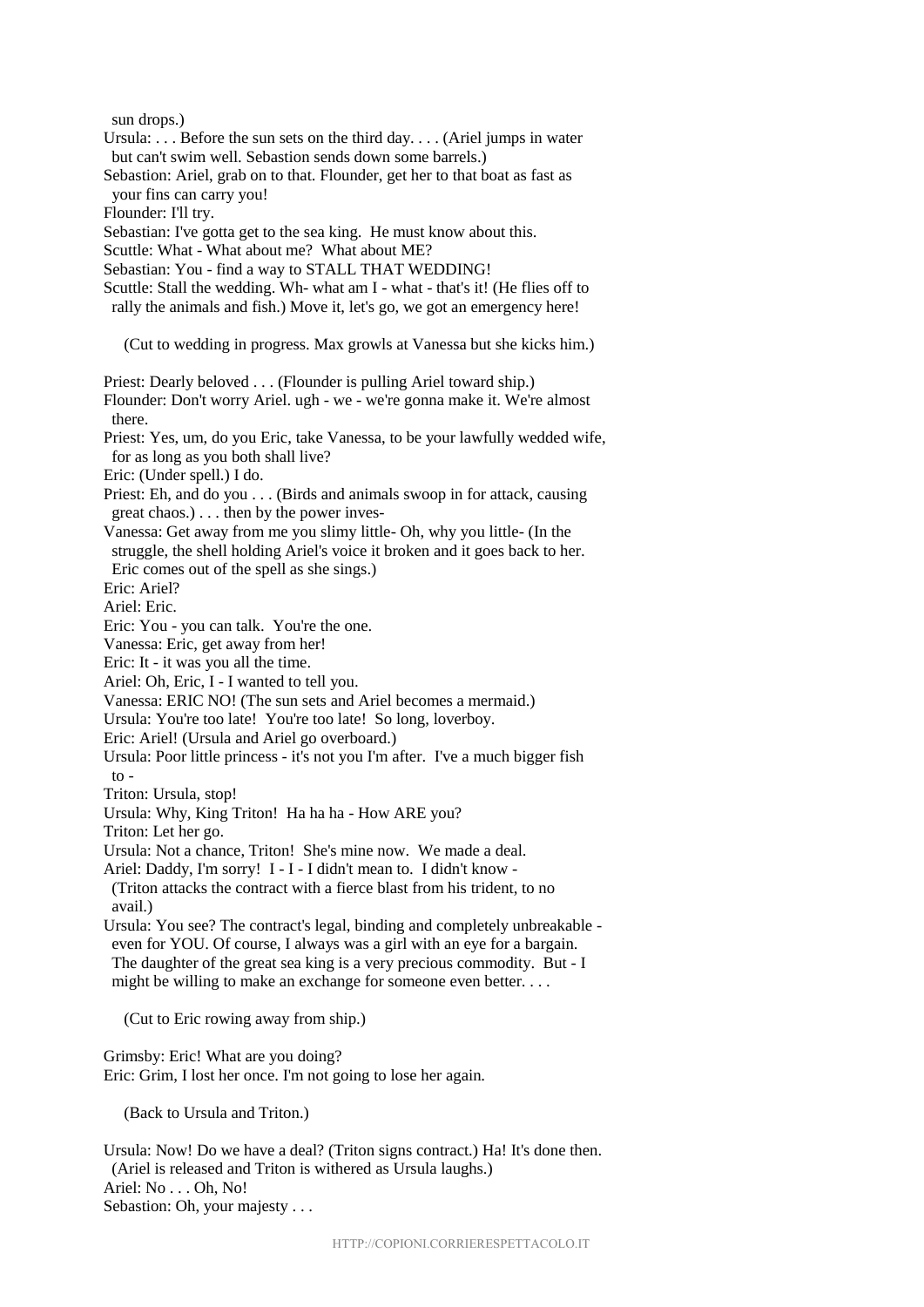sun drops.)

Ursula: . . . Before the sun sets on the third day. . . . (Ariel jumps in water but can't swim well. Sebastion sends down some barrels.)

Sebastion: Ariel, grab on to that. Flounder, get her to that boat as fast as your fins can carry you!

Flounder: I'll try.

Sebastian: I've gotta get to the sea king. He must know about this.

Scuttle: What - What about me? What about ME?

Sebastian: You - find a way to STALL THAT WEDDING!

Scuttle: Stall the wedding. Wh- what am I - what - that's it! (He flies off to rally the animals and fish.) Move it, let's go, we got an emergency here!

(Cut to wedding in progress. Max growls at Vanessa but she kicks him.)

Priest: Dearly beloved . . . (Flounder is pulling Ariel toward ship.)

Flounder: Don't worry Ariel. ugh - we - we're gonna make it. We're almost there.

Priest: Yes, um, do you Eric, take Vanessa, to be your lawfully wedded wife, for as long as you both shall live?

Eric: (Under spell.) I do.

Priest: Eh, and do you . . . (Birds and animals swoop in for attack, causing great chaos.) . . . then by the power inves-

Vanessa: Get away from me you slimy little- Oh, why you little- (In the struggle, the shell holding Ariel's voice it broken and it goes back to her. Eric comes out of the spell as she sings.)

Eric: Ariel?

Ariel: Eric.

Eric: You - you can talk. You're the one.

Vanessa: Eric, get away from her!

Eric: It - it was you all the time.

Ariel: Oh, Eric, I - I wanted to tell you.

Vanessa: ERIC NO! (The sun sets and Ariel becomes a mermaid.)

Ursula: You're too late! You're too late! So long, loverboy.

Eric: Ariel! (Ursula and Ariel go overboard.)

Ursula: Poor little princess - it's not you I'm after. I've a much bigger fish to -

Triton: Ursula, stop!

Ursula: Why, King Triton! Ha ha ha - How ARE you?

Triton: Let her go.

Ursula: Not a chance, Triton! She's mine now. We made a deal.

Ariel: Daddy, I'm sorry! I - I - I didn't mean to. I didn't know - (Triton attacks the contract with a fierce blast from his trident, to no avail.)

Ursula: You see? The contract's legal, binding and completely unbreakable - even for YOU. Of course, I always was a girl with an eye for a bargain. The daughter of the great sea king is a very precious commodity. But - I might be willing to make an exchange for someone even better. . . .

(Cut to Eric rowing away from ship.)

Grimsby: Eric! What are you doing?

Eric: Grim, I lost her once. I'm not going to lose her again.

(Back to Ursula and Triton.)

Ursula: Now! Do we have a deal? (Triton signs contract.) Ha! It's done then. (Ariel is released and Triton is withered as Ursula laughs.)

Ariel: No . . . Oh, No!

Sebastion: Oh, your majesty . . .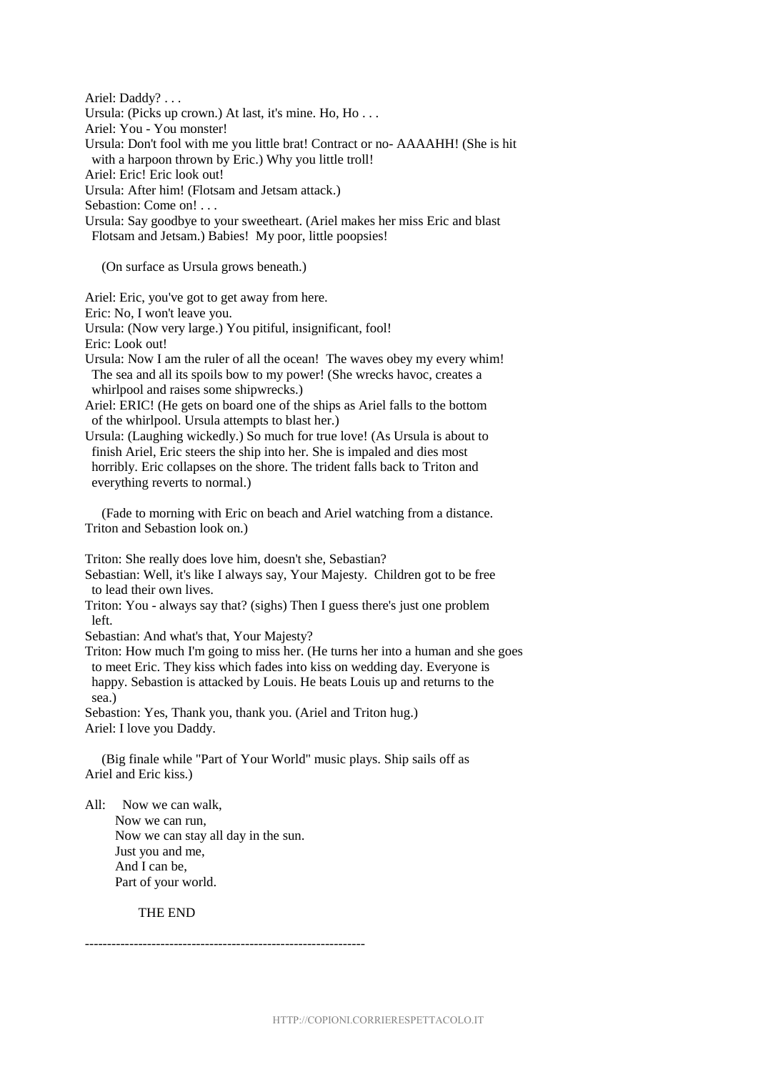Ariel: Daddy? . . .
Ursula: (Picks up crown.) At last, it's mine. Ho, Ho . . .
Ariel: You - You monster!
Ursula: Don't fool with me you little brat! Contract or no- AAAAHH! (She is hit with a harpoon thrown by Eric.) Why you little troll!
Ariel: Eric! Eric look out!
Ursula: After him! (Flotsam and Jetsam attack.)
Sebastion: Come on! . . .
Ursula: Say goodbye to your sweetheart. (Ariel makes her miss Eric and blast Flotsam and Jetsam.) Babies! My poor, little poopsies!

(On surface as Ursula grows beneath.)

Ariel: Eric, you've got to get away from here.
Eric: No, I won't leave you.
Ursula: (Now very large.) You pitiful, insignificant, fool!
Eric: Look out!
Ursula: Now I am the ruler of all the ocean! The waves obey my every whim! The sea and all its spoils bow to my power! (She wrecks havoc, creates a whirlpool and raises some shipwrecks.)
Ariel: ERIC! (He gets on board one of the ships as Ariel falls to the bottom of the whirlpool. Ursula attempts to blast her.)
Ursula: (Laughing wickedly.) So much for true love! (As Ursula is about to finish Ariel, Eric steers the ship into her. She is impaled and dies most horribly. Eric collapses on the shore. The trident falls back to Triton and everything reverts to normal.)

(Fade to morning with Eric on beach and Ariel watching from a distance. Triton and Sebastion look on.)

Triton: She really does love him, doesn't she, Sebastian?
Sebastian: Well, it's like I always say, Your Majesty. Children got to be free to lead their own lives.
Triton: You - always say that? (sighs) Then I guess there's just one problem left.
Sebastian: And what's that, Your Majesty?
Triton: How much I'm going to miss her. (He turns her into a human and she goes to meet Eric. They kiss which fades into kiss on wedding day. Everyone is happy. Sebastion is attacked by Louis. He beats Louis up and returns to the sea.)
Sebastion: Yes, Thank you, thank you. (Ariel and Triton hug.)
Ariel: I love you Daddy.

(Big finale while "Part of Your World" music plays. Ship sails off as Ariel and Eric kiss.)

All: Now we can walk,
Now we can run,
Now we can stay all day in the sun.
Just you and me,
And I can be,
Part of your world.

THE END

---------------------------------------------------------------